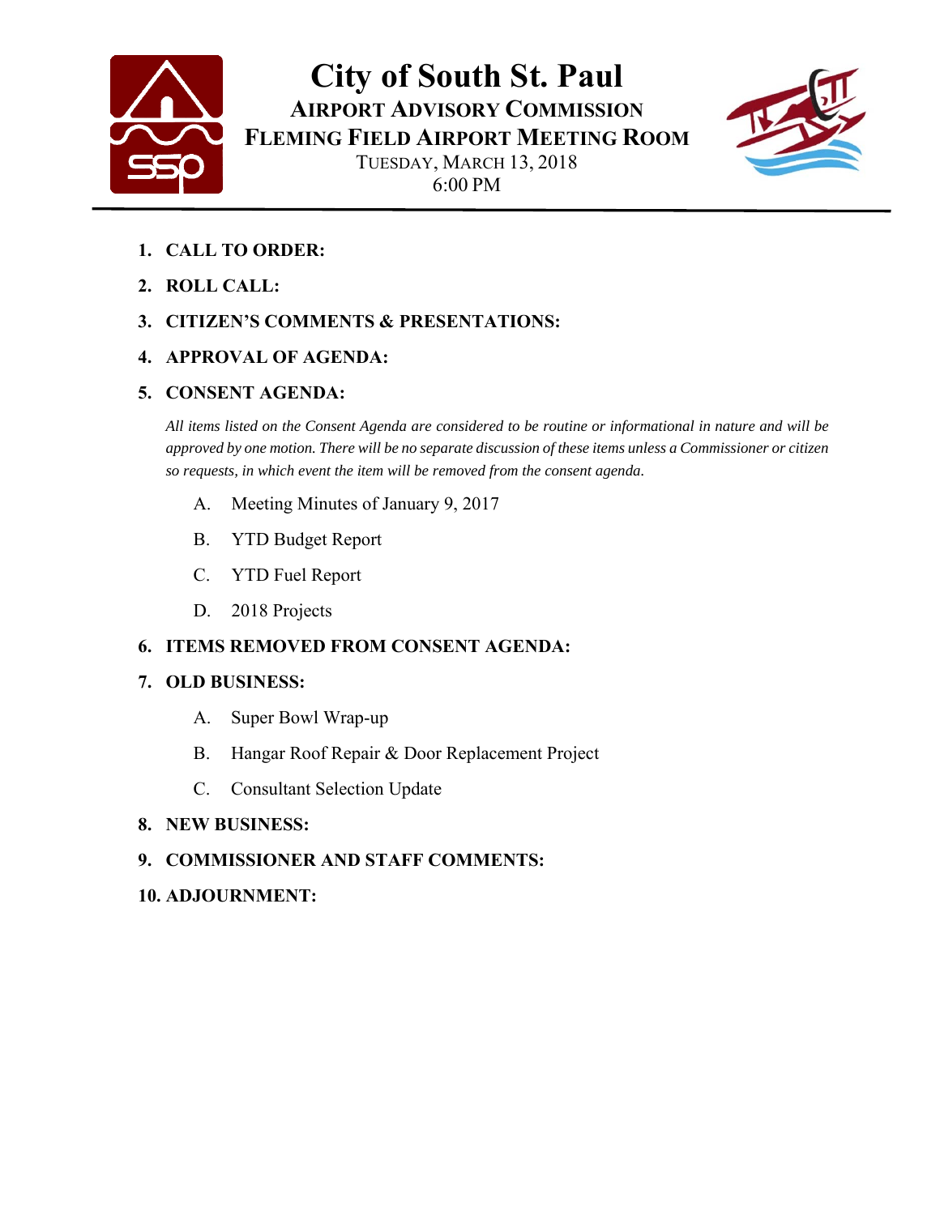# City of South St. Paul

## AIRPORT ADVISORY COMMISSION

## FLEMING FIELD AIRPORT MEETING ROOM

TUESDAY, MARCH 13, 2018
6:00 PM

1. **CALL TO ORDER:**
2. **ROLL CALL:**
3. **CITIZEN'S COMMENTS & PRESENTATIONS:**
4. **APPROVAL OF AGENDA:**
5. **CONSENT AGENDA:**

   *All items listed on the Consent Agenda are considered to be routine or informational in nature and will be approved by one motion. There will be no separate discussion of these items unless a Commissioner or citizen so requests, in which event the item will be removed from the consent agenda.*

   A. Meeting Minutes of January 9, 2017

   B. YTD Budget Report

   C. YTD Fuel Report

   D. 2018 Projects

6. **ITEMS REMOVED FROM CONSENT AGENDA:**
7. **OLD BUSINESS:**

   A. Super Bowl Wrap-up

   B. Hangar Roof Repair & Door Replacement Project

   C. Consultant Selection Update

8. **NEW BUSINESS:**
9. **COMMISSIONER AND STAFF COMMENTS:**
10. **ADJOURNMENT:**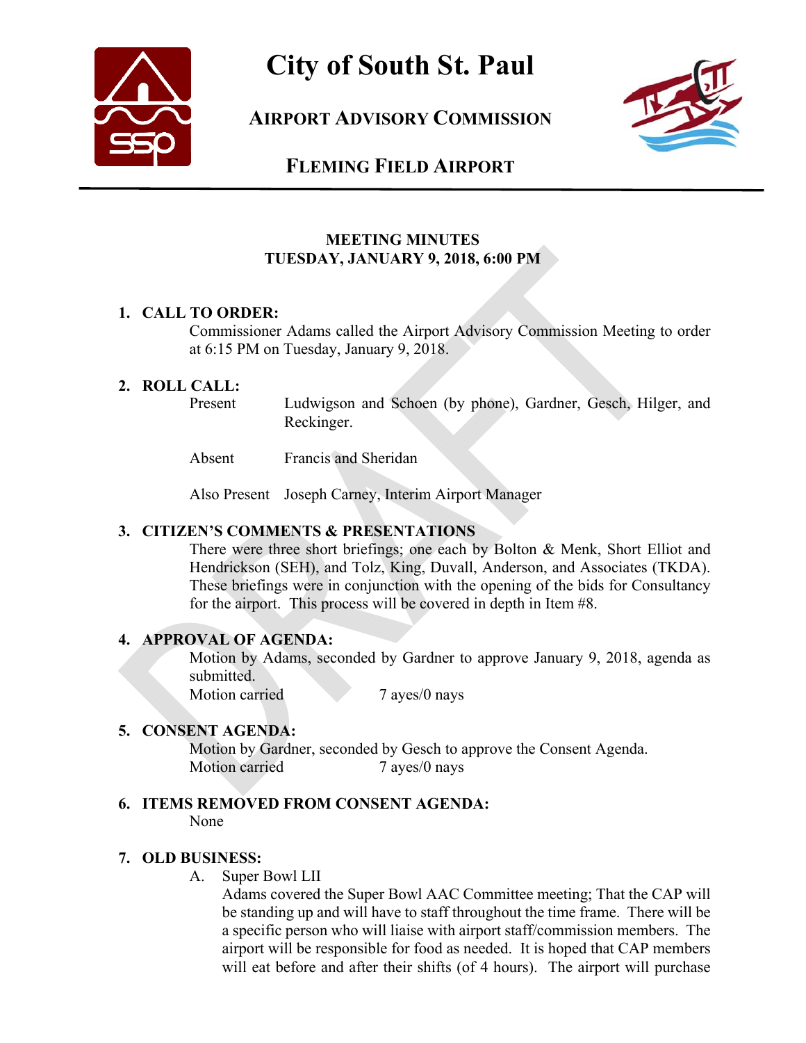# City of South St. Paul

## AIRPORT ADVISORY COMMISSION

## FLEMING FIELD AIRPORT

**MEETING MINUTES**
**TUESDAY, JANUARY 9, 2018, 6:00 PM**

**1. CALL TO ORDER:**

Commissioner Adams called the Airport Advisory Commission Meeting to order at 6:15 PM on Tuesday, January 9, 2018.

**2. ROLL CALL:**

Present — Ludwigson and Schoen (by phone), Gardner, Gesch, Hilger, and Reckinger.

Absent — Francis and Sheridan

Also Present — Joseph Carney, Interim Airport Manager

**3. CITIZEN'S COMMENTS & PRESENTATIONS**

There were three short briefings; one each by Bolton & Menk, Short Elliot and Hendrickson (SEH), and Tolz, King, Duvall, Anderson, and Associates (TKDA). These briefings were in conjunction with the opening of the bids for Consultancy for the airport. This process will be covered in depth in Item #8.

**4. APPROVAL OF AGENDA:**

Motion by Adams, seconded by Gardner to approve January 9, 2018, agenda as submitted.

Motion carried 7 ayes/0 nays

**5. CONSENT AGENDA:**

Motion by Gardner, seconded by Gesch to approve the Consent Agenda.

Motion carried 7 ayes/0 nays

**6. ITEMS REMOVED FROM CONSENT AGENDA:**

None

**7. OLD BUSINESS:**

A. Super Bowl LII

Adams covered the Super Bowl AAC Committee meeting; That the CAP will be standing up and will have to staff throughout the time frame. There will be a specific person who will liaise with airport staff/commission members. The airport will be responsible for food as needed. It is hoped that CAP members will eat before and after their shifts (of 4 hours). The airport will purchase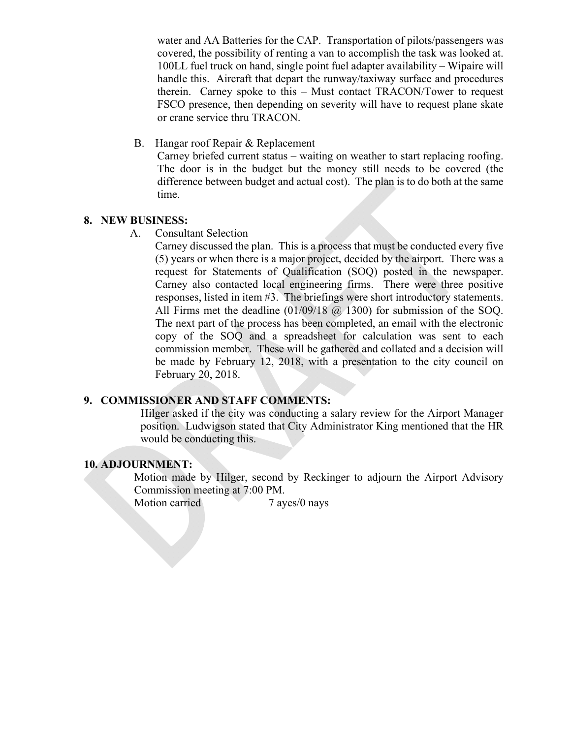water and AA Batteries for the CAP. Transportation of pilots/passengers was covered, the possibility of renting a van to accomplish the task was looked at. 100LL fuel truck on hand, single point fuel adapter availability – Wipaire will handle this. Aircraft that depart the runway/taxiway surface and procedures therein. Carney spoke to this – Must contact TRACON/Tower to request FSCO presence, then depending on severity will have to request plane skate or crane service thru TRACON.

B. Hangar roof Repair & Replacement

Carney briefed current status – waiting on weather to start replacing roofing. The door is in the budget but the money still needs to be covered (the difference between budget and actual cost). The plan is to do both at the same time.

## 8. NEW BUSINESS:

A. Consultant Selection

Carney discussed the plan. This is a process that must be conducted every five (5) years or when there is a major project, decided by the airport. There was a request for Statements of Qualification (SOQ) posted in the newspaper. Carney also contacted local engineering firms. There were three positive responses, listed in item #3. The briefings were short introductory statements. All Firms met the deadline (01/09/18 @ 1300) for submission of the SOQ. The next part of the process has been completed, an email with the electronic copy of the SOQ and a spreadsheet for calculation was sent to each commission member. These will be gathered and collated and a decision will be made by February 12, 2018, with a presentation to the city council on February 20, 2018.

## 9. COMMISSIONER AND STAFF COMMENTS:

Hilger asked if the city was conducting a salary review for the Airport Manager position. Ludwigson stated that City Administrator King mentioned that the HR would be conducting this.

## 10. ADJOURNMENT:

Motion made by Hilger, second by Reckinger to adjourn the Airport Advisory Commission meeting at 7:00 PM.

Motion carried 7 ayes/0 nays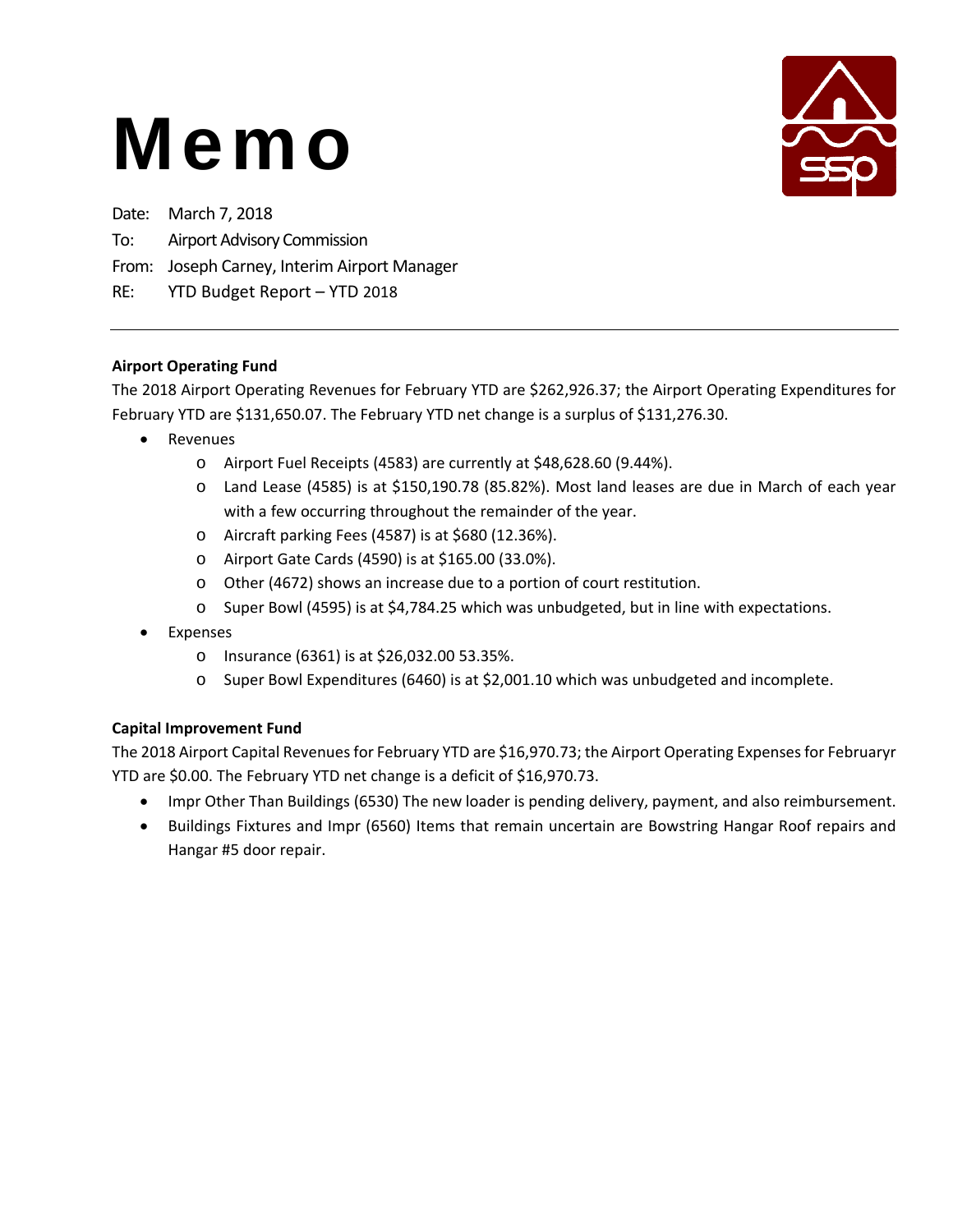# Memo

Date: March 7, 2018

To: Airport Advisory Commission

From: Joseph Carney, Interim Airport Manager

RE: YTD Budget Report – YTD 2018

---

**Airport Operating Fund**

The 2018 Airport Operating Revenues for February YTD are $262,926.37; the Airport Operating Expenditures for February YTD are $131,650.07. The February YTD net change is a surplus of $131,276.30.

- Revenues
  - Airport Fuel Receipts (4583) are currently at $48,628.60 (9.44%).
  - Land Lease (4585) is at $150,190.78 (85.82%). Most land leases are due in March of each year with a few occurring throughout the remainder of the year.
  - Aircraft parking Fees (4587) is at $680 (12.36%).
  - Airport Gate Cards (4590) is at $165.00 (33.0%).
  - Other (4672) shows an increase due to a portion of court restitution.
  - Super Bowl (4595) is at $4,784.25 which was unbudgeted, but in line with expectations.
- Expenses
  - Insurance (6361) is at $26,032.00 53.35%.
  - Super Bowl Expenditures (6460) is at $2,001.10 which was unbudgeted and incomplete.

**Capital Improvement Fund**

The 2018 Airport Capital Revenues for February YTD are $16,970.73; the Airport Operating Expenses for Februaryr YTD are $0.00. The February YTD net change is a deficit of $16,970.73.

- Impr Other Than Buildings (6530) The new loader is pending delivery, payment, and also reimbursement.
- Buildings Fixtures and Impr (6560) Items that remain uncertain are Bowstring Hangar Roof repairs and Hangar #5 door repair.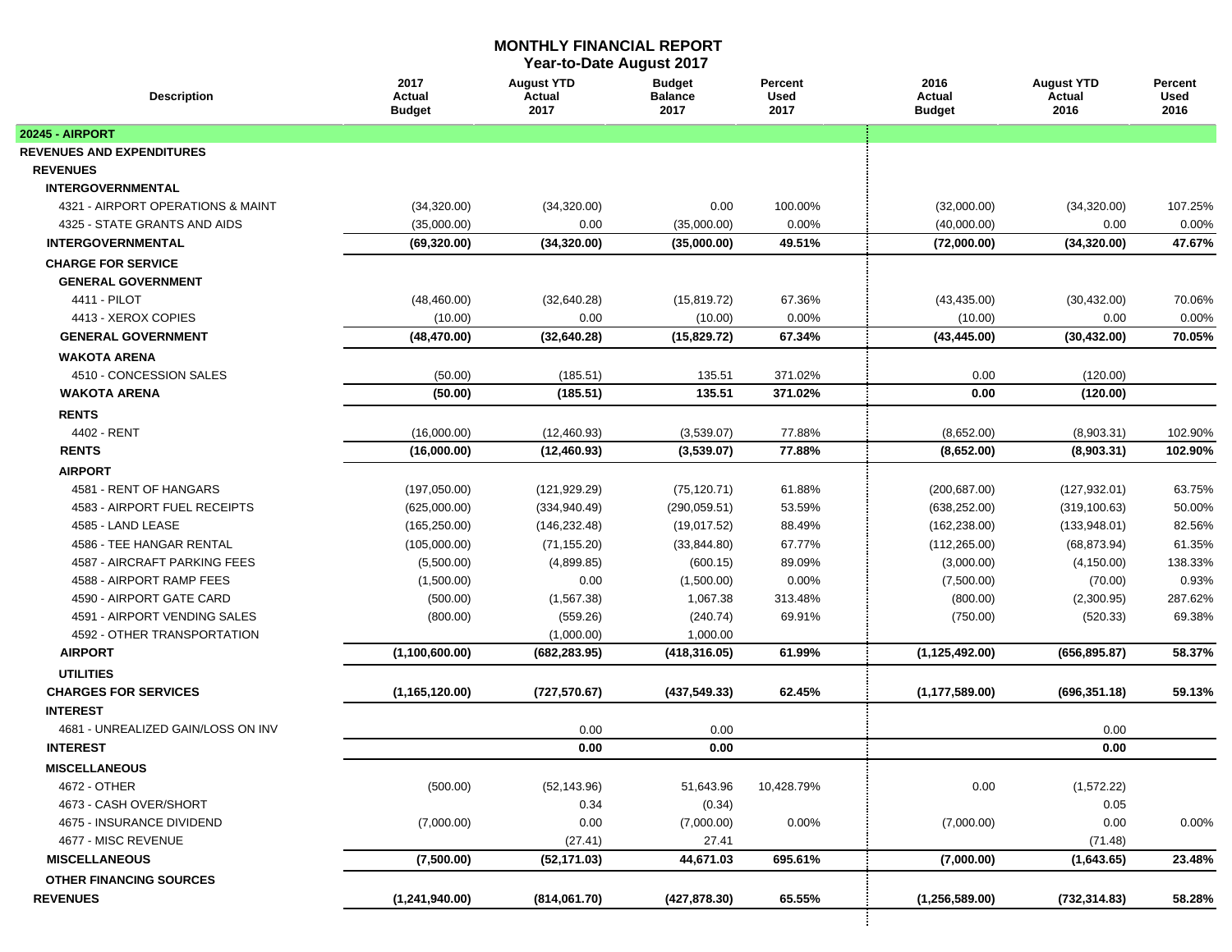# MONTHLY FINANCIAL REPORT

## Year-to-Date August 2017

| Description | 2017 Actual Budget | August YTD Actual 2017 | Budget Balance 2017 | Percent Used 2017 | 2016 Actual Budget | August YTD Actual 2016 | Percent Used 2016 |
|---|---|---|---|---|---|---|---|
| **20245 - AIRPORT** | | | | | | | |
| **REVENUES AND EXPENDITURES** | | | | | | | |
| **REVENUES** | | | | | | | |
| **INTERGOVERNMENTAL** | | | | | | | |
| 4321 - AIRPORT OPERATIONS & MAINT | (34,320.00) | (34,320.00) | 0.00 | 100.00% | (32,000.00) | (34,320.00) | 107.25% |
| 4325 - STATE GRANTS AND AIDS | (35,000.00) | 0.00 | (35,000.00) | 0.00% | (40,000.00) | 0.00 | 0.00% |
| **INTERGOVERNMENTAL** | **(69,320.00)** | **(34,320.00)** | **(35,000.00)** | **49.51%** | **(72,000.00)** | **(34,320.00)** | **47.67%** |
| **CHARGE FOR SERVICE** | | | | | | | |
| **GENERAL GOVERNMENT** | | | | | | | |
| 4411 - PILOT | (48,460.00) | (32,640.28) | (15,819.72) | 67.36% | (43,435.00) | (30,432.00) | 70.06% |
| 4413 - XEROX COPIES | (10.00) | 0.00 | (10.00) | 0.00% | (10.00) | 0.00 | 0.00% |
| **GENERAL GOVERNMENT** | **(48,470.00)** | **(32,640.28)** | **(15,829.72)** | **67.34%** | **(43,445.00)** | **(30,432.00)** | **70.05%** |
| **WAKOTA ARENA** | | | | | | | |
| 4510 - CONCESSION SALES | (50.00) | (185.51) | 135.51 | 371.02% | 0.00 | (120.00) | |
| **WAKOTA ARENA** | **(50.00)** | **(185.51)** | **135.51** | **371.02%** | **0.00** | **(120.00)** | |
| **RENTS** | | | | | | | |
| 4402 - RENT | (16,000.00) | (12,460.93) | (3,539.07) | 77.88% | (8,652.00) | (8,903.31) | 102.90% |
| **RENTS** | **(16,000.00)** | **(12,460.93)** | **(3,539.07)** | **77.88%** | **(8,652.00)** | **(8,903.31)** | **102.90%** |
| **AIRPORT** | | | | | | | |
| 4581 - RENT OF HANGARS | (197,050.00) | (121,929.29) | (75,120.71) | 61.88% | (200,687.00) | (127,932.01) | 63.75% |
| 4583 - AIRPORT FUEL RECEIPTS | (625,000.00) | (334,940.49) | (290,059.51) | 53.59% | (638,252.00) | (319,100.63) | 50.00% |
| 4585 - LAND LEASE | (165,250.00) | (146,232.48) | (19,017.52) | 88.49% | (162,238.00) | (133,948.01) | 82.56% |
| 4586 - TEE HANGAR RENTAL | (105,000.00) | (71,155.20) | (33,844.80) | 67.77% | (112,265.00) | (68,873.94) | 61.35% |
| 4587 - AIRCRAFT PARKING FEES | (5,500.00) | (4,899.85) | (600.15) | 89.09% | (3,000.00) | (4,150.00) | 138.33% |
| 4588 - AIRPORT RAMP FEES | (1,500.00) | 0.00 | (1,500.00) | 0.00% | (7,500.00) | (70.00) | 0.93% |
| 4590 - AIRPORT GATE CARD | (500.00) | (1,567.38) | 1,067.38 | 313.48% | (800.00) | (2,300.95) | 287.62% |
| 4591 - AIRPORT VENDING SALES | (800.00) | (559.26) | (240.74) | 69.91% | (750.00) | (520.33) | 69.38% |
| 4592 - OTHER TRANSPORTATION | | (1,000.00) | 1,000.00 | | | | |
| **AIRPORT** | **(1,100,600.00)** | **(682,283.95)** | **(418,316.05)** | **61.99%** | **(1,125,492.00)** | **(656,895.87)** | **58.37%** |
| **UTILITIES** | | | | | | | |
| **CHARGES FOR SERVICES** | **(1,165,120.00)** | **(727,570.67)** | **(437,549.33)** | **62.45%** | **(1,177,589.00)** | **(696,351.18)** | **59.13%** |
| **INTEREST** | | | | | | | |
| 4681 - UNREALIZED GAIN/LOSS ON INV | | 0.00 | 0.00 | | | 0.00 | |
| **INTEREST** | | **0.00** | **0.00** | | | **0.00** | |
| **MISCELLANEOUS** | | | | | | | |
| 4672 - OTHER | (500.00) | (52,143.96) | 51,643.96 | 10,428.79% | 0.00 | (1,572.22) | |
| 4673 - CASH OVER/SHORT | | 0.34 | (0.34) | | | 0.05 | |
| 4675 - INSURANCE DIVIDEND | (7,000.00) | 0.00 | (7,000.00) | 0.00% | (7,000.00) | 0.00 | 0.00% |
| 4677 - MISC REVENUE | | (27.41) | 27.41 | | | (71.48) | |
| **MISCELLANEOUS** | **(7,500.00)** | **(52,171.03)** | **44,671.03** | **695.61%** | **(7,000.00)** | **(1,643.65)** | **23.48%** |
| **OTHER FINANCING SOURCES** | | | | | | | |
| **REVENUES** | **(1,241,940.00)** | **(814,061.70)** | **(427,878.30)** | **65.55%** | **(1,256,589.00)** | **(732,314.83)** | **58.28%** |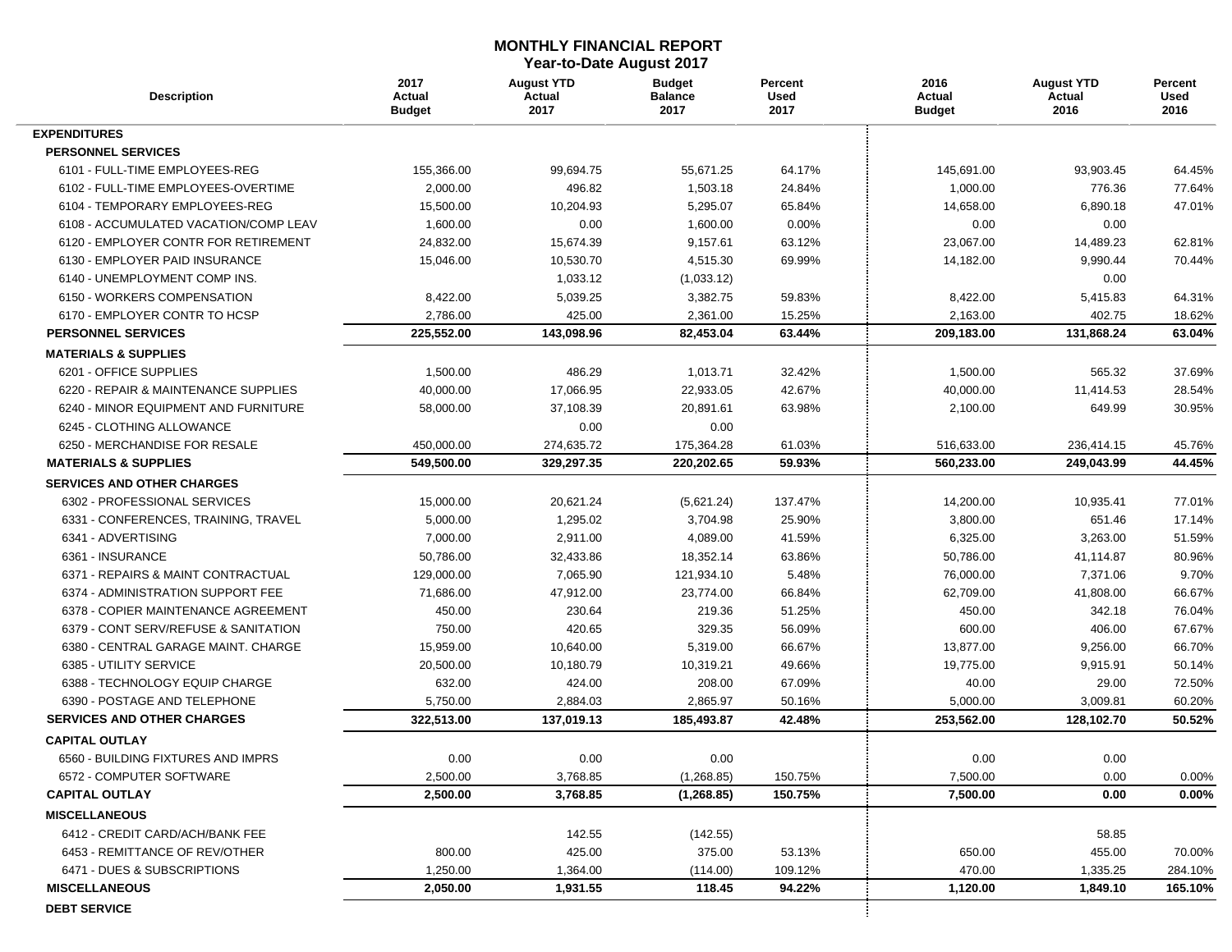## MONTHLY FINANCIAL REPORT
### Year-to-Date August 2017

| Description | 2017 Actual Budget | August YTD Actual 2017 | Budget Balance 2017 | Percent Used 2017 | 2016 Actual Budget | August YTD Actual 2016 | Percent Used 2016 |
|---|---|---|---|---|---|---|---|
| **EXPENDITURES** | | | | | | | |
| **PERSONNEL SERVICES** | | | | | | | |
| 6101 - FULL-TIME EMPLOYEES-REG | 155,366.00 | 99,694.75 | 55,671.25 | 64.17% | 145,691.00 | 93,903.45 | 64.45% |
| 6102 - FULL-TIME EMPLOYEES-OVERTIME | 2,000.00 | 496.82 | 1,503.18 | 24.84% | 1,000.00 | 776.36 | 77.64% |
| 6104 - TEMPORARY EMPLOYEES-REG | 15,500.00 | 10,204.93 | 5,295.07 | 65.84% | 14,658.00 | 6,890.18 | 47.01% |
| 6108 - ACCUMULATED VACATION/COMP LEAV | 1,600.00 | 0.00 | 1,600.00 | 0.00% | 0.00 | 0.00 | |
| 6120 - EMPLOYER CONTR FOR RETIREMENT | 24,832.00 | 15,674.39 | 9,157.61 | 63.12% | 23,067.00 | 14,489.23 | 62.81% |
| 6130 - EMPLOYER PAID INSURANCE | 15,046.00 | 10,530.70 | 4,515.30 | 69.99% | 14,182.00 | 9,990.44 | 70.44% |
| 6140 - UNEMPLOYMENT COMP INS. | | 1,033.12 | (1,033.12) | | | 0.00 | |
| 6150 - WORKERS COMPENSATION | 8,422.00 | 5,039.25 | 3,382.75 | 59.83% | 8,422.00 | 5,415.83 | 64.31% |
| 6170 - EMPLOYER CONTR TO HCSP | 2,786.00 | 425.00 | 2,361.00 | 15.25% | 2,163.00 | 402.75 | 18.62% |
| **PERSONNEL SERVICES** | **225,552.00** | **143,098.96** | **82,453.04** | **63.44%** | **209,183.00** | **131,868.24** | **63.04%** |
| **MATERIALS & SUPPLIES** | | | | | | | |
| 6201 - OFFICE SUPPLIES | 1,500.00 | 486.29 | 1,013.71 | 32.42% | 1,500.00 | 565.32 | 37.69% |
| 6220 - REPAIR & MAINTENANCE SUPPLIES | 40,000.00 | 17,066.95 | 22,933.05 | 42.67% | 40,000.00 | 11,414.53 | 28.54% |
| 6240 - MINOR EQUIPMENT AND FURNITURE | 58,000.00 | 37,108.39 | 20,891.61 | 63.98% | 2,100.00 | 649.99 | 30.95% |
| 6245 - CLOTHING ALLOWANCE | | 0.00 | 0.00 | | | | |
| 6250 - MERCHANDISE FOR RESALE | 450,000.00 | 274,635.72 | 175,364.28 | 61.03% | 516,633.00 | 236,414.15 | 45.76% |
| **MATERIALS & SUPPLIES** | **549,500.00** | **329,297.35** | **220,202.65** | **59.93%** | **560,233.00** | **249,043.99** | **44.45%** |
| **SERVICES AND OTHER CHARGES** | | | | | | | |
| 6302 - PROFESSIONAL SERVICES | 15,000.00 | 20,621.24 | (5,621.24) | 137.47% | 14,200.00 | 10,935.41 | 77.01% |
| 6331 - CONFERENCES, TRAINING, TRAVEL | 5,000.00 | 1,295.02 | 3,704.98 | 25.90% | 3,800.00 | 651.46 | 17.14% |
| 6341 - ADVERTISING | 7,000.00 | 2,911.00 | 4,089.00 | 41.59% | 6,325.00 | 3,263.00 | 51.59% |
| 6361 - INSURANCE | 50,786.00 | 32,433.86 | 18,352.14 | 63.86% | 50,786.00 | 41,114.87 | 80.96% |
| 6371 - REPAIRS & MAINT CONTRACTUAL | 129,000.00 | 7,065.90 | 121,934.10 | 5.48% | 76,000.00 | 7,371.06 | 9.70% |
| 6374 - ADMINISTRATION SUPPORT FEE | 71,686.00 | 47,912.00 | 23,774.00 | 66.84% | 62,709.00 | 41,808.00 | 66.67% |
| 6378 - COPIER MAINTENANCE AGREEMENT | 450.00 | 230.64 | 219.36 | 51.25% | 450.00 | 342.18 | 76.04% |
| 6379 - CONT SERV/REFUSE & SANITATION | 750.00 | 420.65 | 329.35 | 56.09% | 600.00 | 406.00 | 67.67% |
| 6380 - CENTRAL GARAGE MAINT. CHARGE | 15,959.00 | 10,640.00 | 5,319.00 | 66.67% | 13,877.00 | 9,256.00 | 66.70% |
| 6385 - UTILITY SERVICE | 20,500.00 | 10,180.79 | 10,319.21 | 49.66% | 19,775.00 | 9,915.91 | 50.14% |
| 6388 - TECHNOLOGY EQUIP CHARGE | 632.00 | 424.00 | 208.00 | 67.09% | 40.00 | 29.00 | 72.50% |
| 6390 - POSTAGE AND TELEPHONE | 5,750.00 | 2,884.03 | 2,865.97 | 50.16% | 5,000.00 | 3,009.81 | 60.20% |
| **SERVICES AND OTHER CHARGES** | **322,513.00** | **137,019.13** | **185,493.87** | **42.48%** | **253,562.00** | **128,102.70** | **50.52%** |
| **CAPITAL OUTLAY** | | | | | | | |
| 6560 - BUILDING FIXTURES AND IMPRS | 0.00 | 0.00 | 0.00 | | 0.00 | 0.00 | |
| 6572 - COMPUTER SOFTWARE | 2,500.00 | 3,768.85 | (1,268.85) | 150.75% | 7,500.00 | 0.00 | 0.00% |
| **CAPITAL OUTLAY** | **2,500.00** | **3,768.85** | **(1,268.85)** | **150.75%** | **7,500.00** | **0.00** | **0.00%** |
| **MISCELLANEOUS** | | | | | | | |
| 6412 - CREDIT CARD/ACH/BANK FEE | | 142.55 | (142.55) | | | 58.85 | |
| 6453 - REMITTANCE OF REV/OTHER | 800.00 | 425.00 | 375.00 | 53.13% | 650.00 | 455.00 | 70.00% |
| 6471 - DUES & SUBSCRIPTIONS | 1,250.00 | 1,364.00 | (114.00) | 109.12% | 470.00 | 1,335.25 | 284.10% |
| **MISCELLANEOUS** | **2,050.00** | **1,931.55** | **118.45** | **94.22%** | **1,120.00** | **1,849.10** | **165.10%** |
| **DEBT SERVICE** | | | | | | | |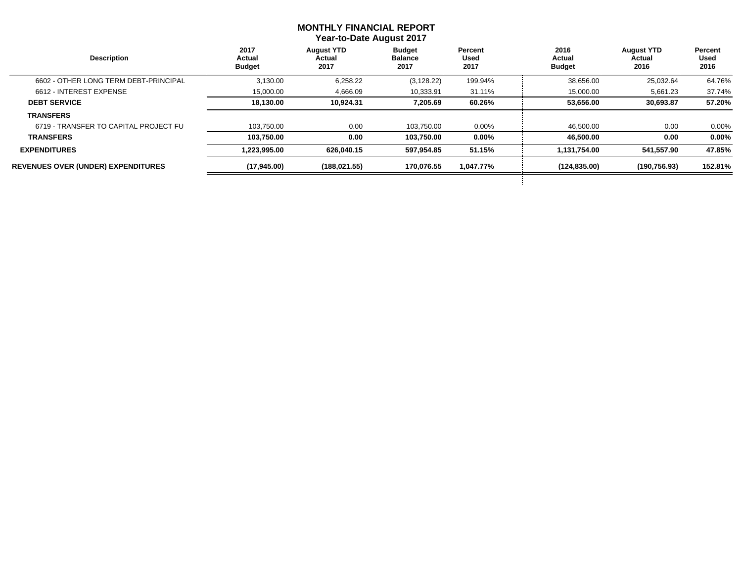# MONTHLY FINANCIAL REPORT
## Year-to-Date August 2017

| Description | 2017 Actual Budget | August YTD Actual 2017 | Budget Balance 2017 | Percent Used 2017 | 2016 Actual Budget | August YTD Actual 2016 | Percent Used 2016 |
|---|---|---|---|---|---|---|---|
| 6602 - OTHER LONG TERM DEBT-PRINCIPAL | 3,130.00 | 6,258.22 | (3,128.22) | 199.94% | 38,656.00 | 25,032.64 | 64.76% |
| 6612 - INTEREST EXPENSE | 15,000.00 | 4,666.09 | 10,333.91 | 31.11% | 15,000.00 | 5,661.23 | 37.74% |
| **DEBT SERVICE** | **18,130.00** | **10,924.31** | **7,205.69** | **60.26%** | **53,656.00** | **30,693.87** | **57.20%** |
| **TRANSFERS** | | | | | | | |
| 6719 - TRANSFER TO CAPITAL PROJECT FU | 103,750.00 | 0.00 | 103,750.00 | 0.00% | 46,500.00 | 0.00 | 0.00% |
| **TRANSFERS** | **103,750.00** | **0.00** | **103,750.00** | **0.00%** | **46,500.00** | **0.00** | **0.00%** |
| **EXPENDITURES** | **1,223,995.00** | **626,040.15** | **597,954.85** | **51.15%** | **1,131,754.00** | **541,557.90** | **47.85%** |
| **REVENUES OVER (UNDER) EXPENDITURES** | **(17,945.00)** | **(188,021.55)** | **170,076.55** | **1,047.77%** | **(124,835.00)** | **(190,756.93)** | **152.81%** |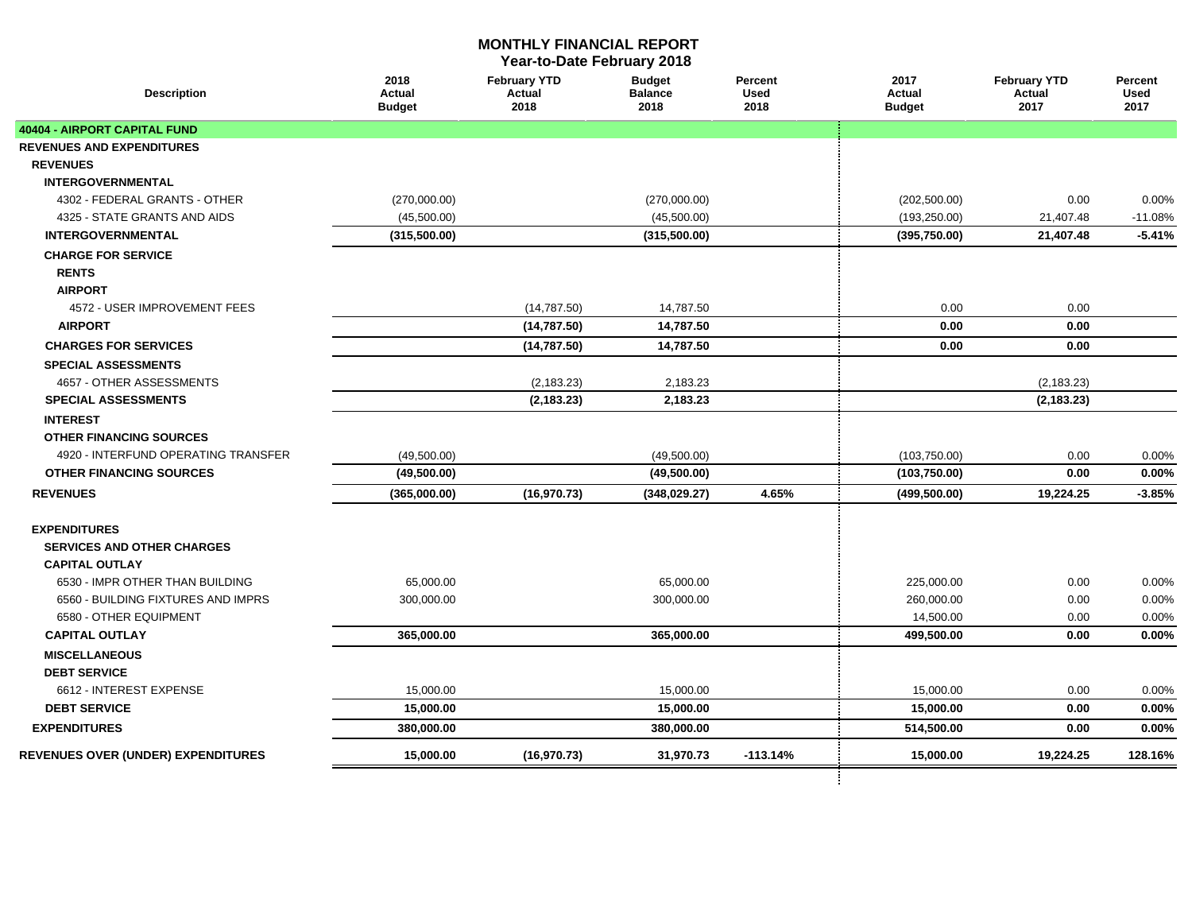# MONTHLY FINANCIAL REPORT
## Year-to-Date February 2018

| Description | 2018 Actual Budget | February YTD Actual 2018 | Budget Balance 2018 | Percent Used 2018 | 2017 Actual Budget | February YTD Actual 2017 | Percent Used 2017 |
|---|---|---|---|---|---|---|---|
| **40404 - AIRPORT CAPITAL FUND** | | | | | | | |
| **REVENUES AND EXPENDITURES** | | | | | | | |
| **REVENUES** | | | | | | | |
| **INTERGOVERNMENTAL** | | | | | | | |
| 4302 - FEDERAL GRANTS - OTHER | (270,000.00) | | (270,000.00) | | (202,500.00) | 0.00 | 0.00% |
| 4325 - STATE GRANTS AND AIDS | (45,500.00) | | (45,500.00) | | (193,250.00) | 21,407.48 | -11.08% |
| **INTERGOVERNMENTAL** | **(315,500.00)** | | **(315,500.00)** | | **(395,750.00)** | **21,407.48** | **-5.41%** |
| **CHARGE FOR SERVICE** | | | | | | | |
| **RENTS** | | | | | | | |
| **AIRPORT** | | | | | | | |
| 4572 - USER IMPROVEMENT FEES | | (14,787.50) | 14,787.50 | | 0.00 | 0.00 | |
| **AIRPORT** | | **(14,787.50)** | **14,787.50** | | **0.00** | **0.00** | |
| **CHARGES FOR SERVICES** | | **(14,787.50)** | **14,787.50** | | **0.00** | **0.00** | |
| **SPECIAL ASSESSMENTS** | | | | | | | |
| 4657 - OTHER ASSESSMENTS | | (2,183.23) | 2,183.23 | | | (2,183.23) | |
| **SPECIAL ASSESSMENTS** | | **(2,183.23)** | **2,183.23** | | | **(2,183.23)** | |
| **INTEREST** | | | | | | | |
| **OTHER FINANCING SOURCES** | | | | | | | |
| 4920 - INTERFUND OPERATING TRANSFER | (49,500.00) | | (49,500.00) | | (103,750.00) | 0.00 | 0.00% |
| **OTHER FINANCING SOURCES** | **(49,500.00)** | | **(49,500.00)** | | **(103,750.00)** | **0.00** | **0.00%** |
| **REVENUES** | **(365,000.00)** | **(16,970.73)** | **(348,029.27)** | **4.65%** | **(499,500.00)** | **19,224.25** | **-3.85%** |
| **EXPENDITURES** | | | | | | | |
| **SERVICES AND OTHER CHARGES** | | | | | | | |
| **CAPITAL OUTLAY** | | | | | | | |
| 6530 - IMPR OTHER THAN BUILDING | 65,000.00 | | 65,000.00 | | 225,000.00 | 0.00 | 0.00% |
| 6560 - BUILDING FIXTURES AND IMPRS | 300,000.00 | | 300,000.00 | | 260,000.00 | 0.00 | 0.00% |
| 6580 - OTHER EQUIPMENT | | | | | 14,500.00 | 0.00 | 0.00% |
| **CAPITAL OUTLAY** | **365,000.00** | | **365,000.00** | | **499,500.00** | **0.00** | **0.00%** |
| **MISCELLANEOUS** | | | | | | | |
| **DEBT SERVICE** | | | | | | | |
| 6612 - INTEREST EXPENSE | 15,000.00 | | 15,000.00 | | 15,000.00 | 0.00 | 0.00% |
| **DEBT SERVICE** | **15,000.00** | | **15,000.00** | | **15,000.00** | **0.00** | **0.00%** |
| **EXPENDITURES** | **380,000.00** | | **380,000.00** | | **514,500.00** | **0.00** | **0.00%** |
| **REVENUES OVER (UNDER) EXPENDITURES** | **15,000.00** | **(16,970.73)** | **31,970.73** | **-113.14%** | **15,000.00** | **19,224.25** | **128.16%** |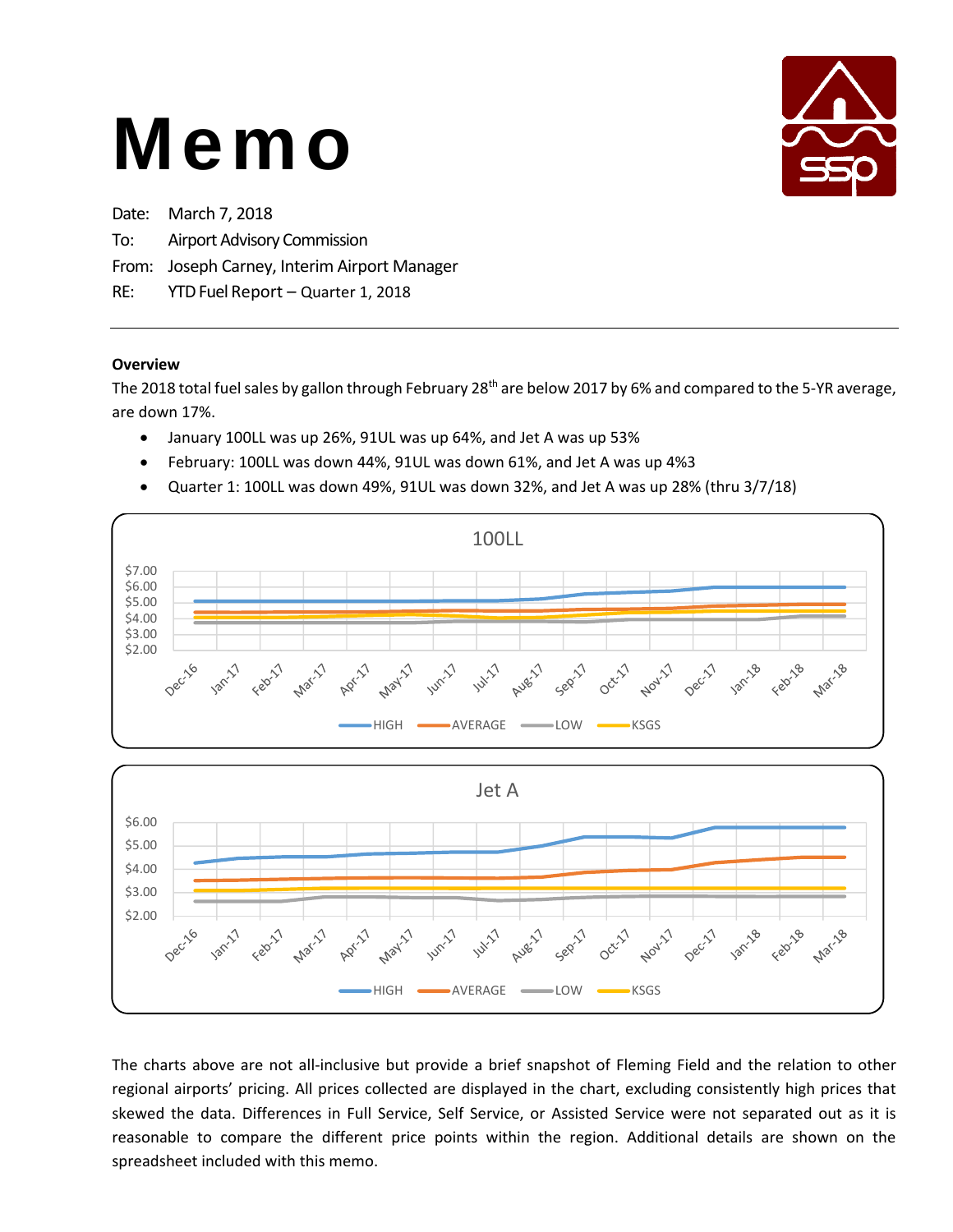# Memo

Date: March 7, 2018

To: Airport Advisory Commission

From: Joseph Carney, Interim Airport Manager

RE: YTD Fuel Report – Quarter 1, 2018

---

**Overview**

The 2018 total fuel sales by gallon through February 28th are below 2017 by 6% and compared to the 5-YR average, are down 17%.

- January 100LL was up 26%, 91UL was up 64%, and Jet A was up 53%
- February: 100LL was down 44%, 91UL was down 61%, and Jet A was up 4%3
- Quarter 1: 100LL was down 49%, 91UL was down 32%, and Jet A was up 28% (thru 3/7/18)

The charts above are not all-inclusive but provide a brief snapshot of Fleming Field and the relation to other regional airports' pricing. All prices collected are displayed in the chart, excluding consistently high prices that skewed the data. Differences in Full Service, Self Service, or Assisted Service were not separated out as it is reasonable to compare the different price points within the region. Additional details are shown on the spreadsheet included with this memo.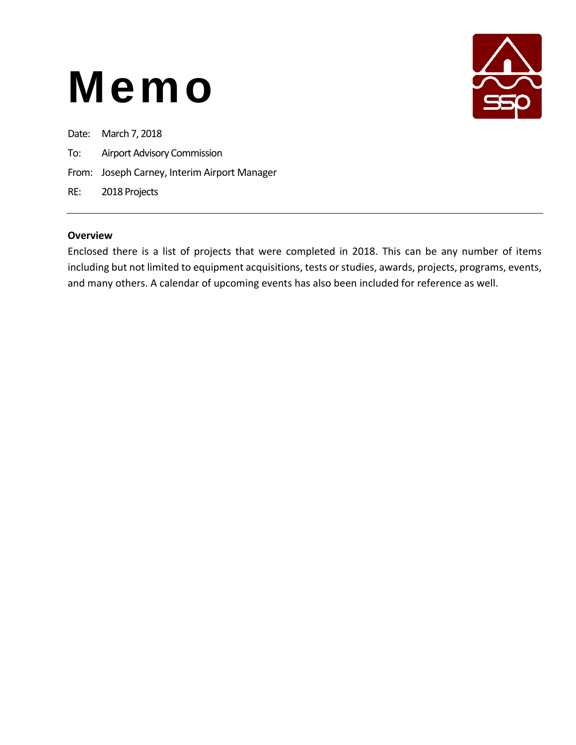# Memo

Date: March 7, 2018

To: Airport Advisory Commission

From: Joseph Carney, Interim Airport Manager

RE: 2018 Projects

---

**Overview**

Enclosed there is a list of projects that were completed in 2018. This can be any number of items including but not limited to equipment acquisitions, tests or studies, awards, projects, programs, events, and many others. A calendar of upcoming events has also been included for reference as well.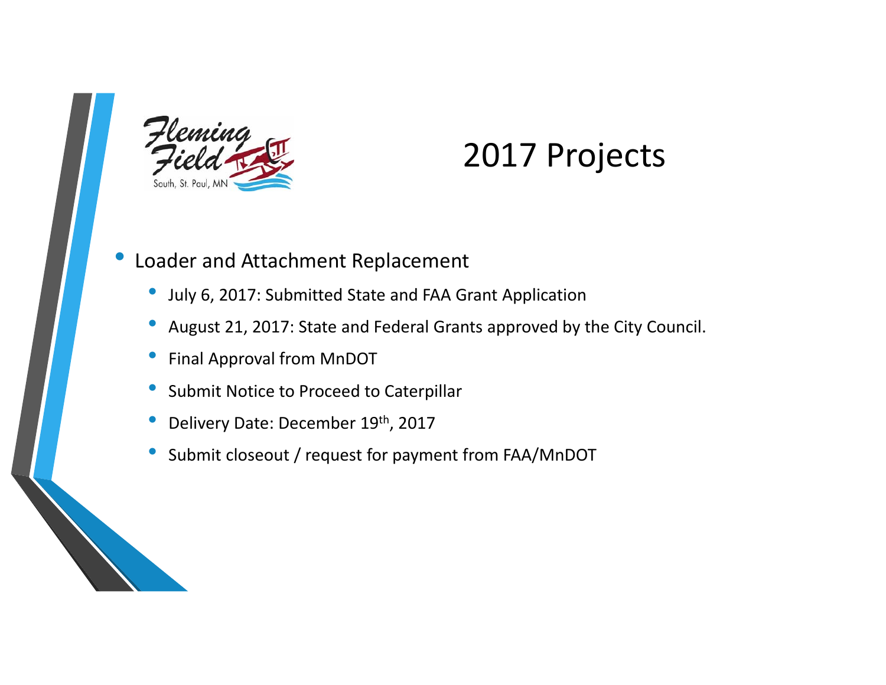# 2017 Projects

- Loader and Attachment Replacement
  - July 6, 2017: Submitted State and FAA Grant Application
  - August 21, 2017: State and Federal Grants approved by the City Council.
  - Final Approval from MnDOT
  - Submit Notice to Proceed to Caterpillar
  - Delivery Date: December 19th, 2017
  - Submit closeout / request for payment from FAA/MnDOT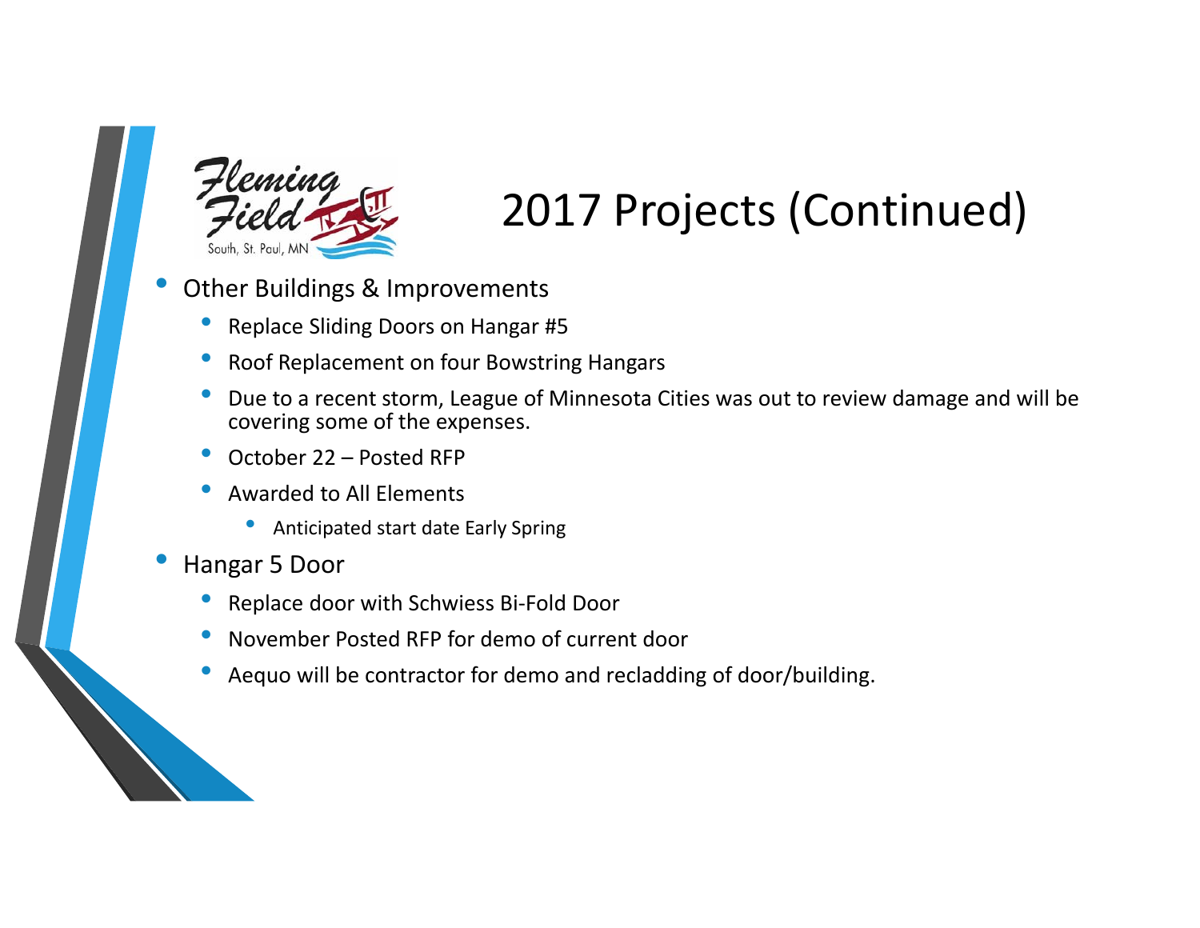# 2017 Projects (Continued)

- Other Buildings & Improvements
  - Replace Sliding Doors on Hangar #5
  - Roof Replacement on four Bowstring Hangars
  - Due to a recent storm, League of Minnesota Cities was out to review damage and will be covering some of the expenses.
  - October 22 – Posted RFP
  - Awarded to All Elements
    - Anticipated start date Early Spring
- Hangar 5 Door
  - Replace door with Schwiess Bi-Fold Door
  - November Posted RFP for demo of current door
  - Aequo will be contractor for demo and recladding of door/building.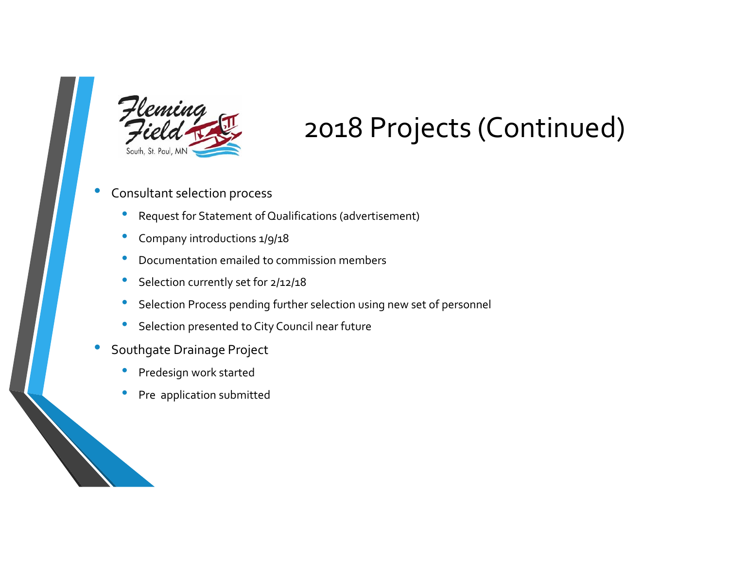# 2018 Projects (Continued)

- Consultant selection process
  - Request for Statement of Qualifications (advertisement)
  - Company introductions 1/9/18
  - Documentation emailed to commission members
  - Selection currently set for 2/12/18
  - Selection Process pending further selection using new set of personnel
  - Selection presented to City Council near future
- Southgate Drainage Project
  - Predesign work started
  - Pre application submitted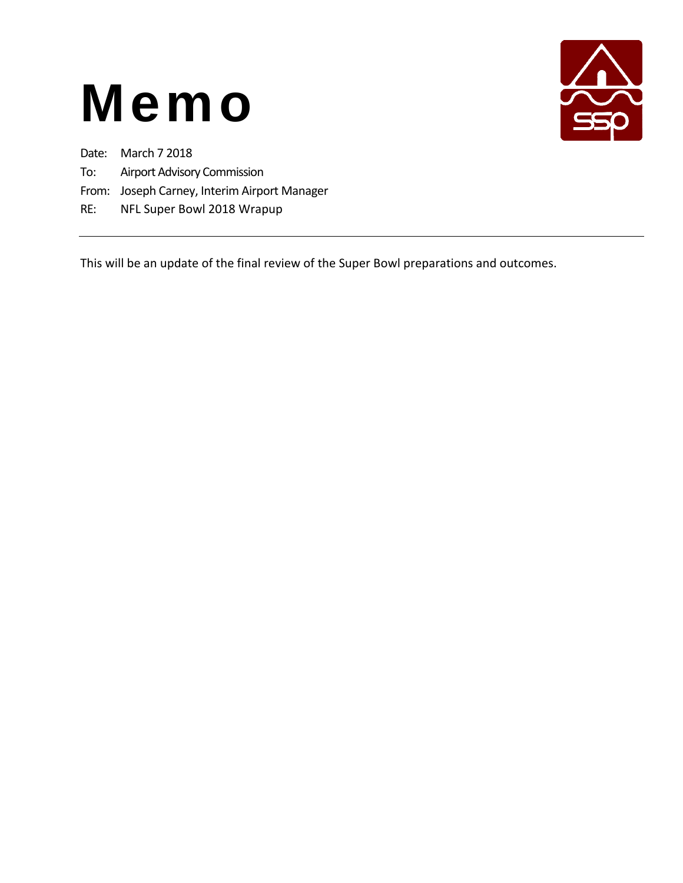# Memo

Date: March 7 2018

To: Airport Advisory Commission

From: Joseph Carney, Interim Airport Manager

RE: NFL Super Bowl 2018 Wrapup

---

This will be an update of the final review of the Super Bowl preparations and outcomes.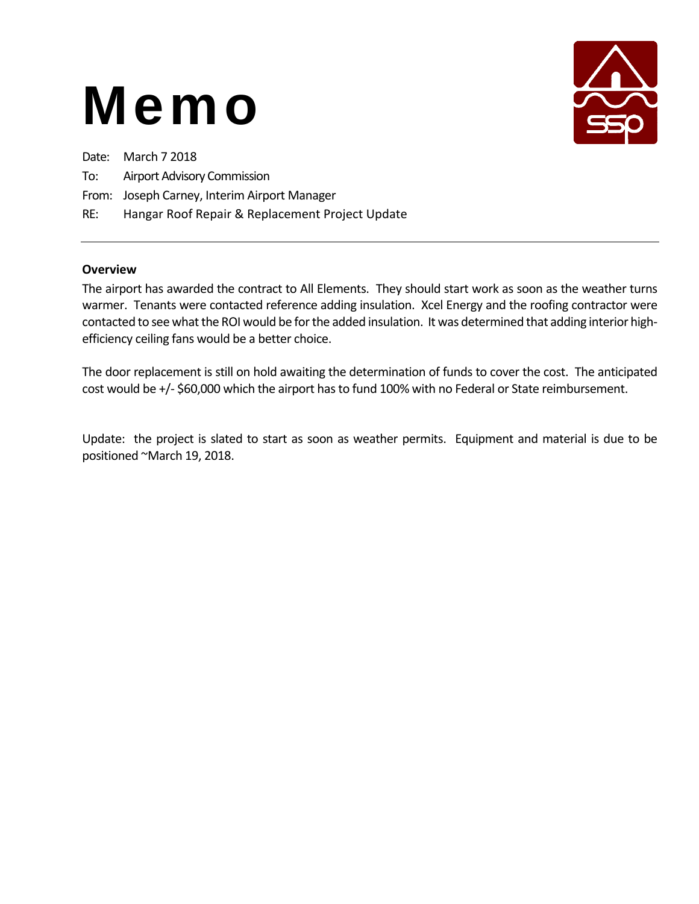# Memo

Date: March 7 2018

To: Airport Advisory Commission

From: Joseph Carney, Interim Airport Manager

RE: Hangar Roof Repair & Replacement Project Update

---

**Overview**

The airport has awarded the contract to All Elements. They should start work as soon as the weather turns warmer. Tenants were contacted reference adding insulation. Xcel Energy and the roofing contractor were contacted to see what the ROI would be for the added insulation. It was determined that adding interior high-efficiency ceiling fans would be a better choice.

The door replacement is still on hold awaiting the determination of funds to cover the cost. The anticipated cost would be +/- $60,000 which the airport has to fund 100% with no Federal or State reimbursement.

Update: the project is slated to start as soon as weather permits. Equipment and material is due to be positioned ~March 19, 2018.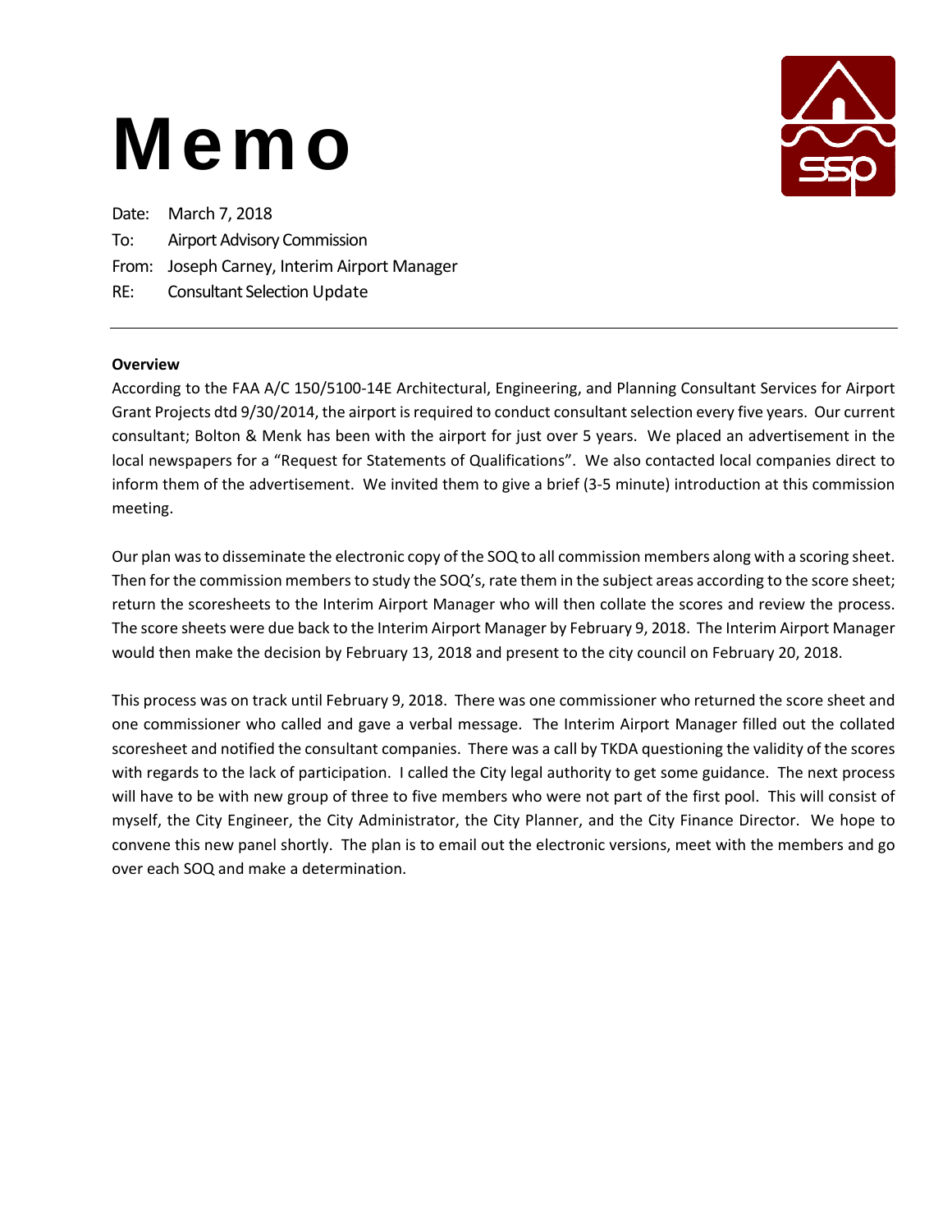# Memo

Date: March 7, 2018

To: Airport Advisory Commission

From: Joseph Carney, Interim Airport Manager

RE: Consultant Selection Update

---

**Overview**

According to the FAA A/C 150/5100-14E Architectural, Engineering, and Planning Consultant Services for Airport Grant Projects dtd 9/30/2014, the airport is required to conduct consultant selection every five years. Our current consultant; Bolton & Menk has been with the airport for just over 5 years. We placed an advertisement in the local newspapers for a "Request for Statements of Qualifications". We also contacted local companies direct to inform them of the advertisement. We invited them to give a brief (3-5 minute) introduction at this commission meeting.

Our plan was to disseminate the electronic copy of the SOQ to all commission members along with a scoring sheet. Then for the commission members to study the SOQ's, rate them in the subject areas according to the score sheet; return the scoresheets to the Interim Airport Manager who will then collate the scores and review the process. The score sheets were due back to the Interim Airport Manager by February 9, 2018. The Interim Airport Manager would then make the decision by February 13, 2018 and present to the city council on February 20, 2018.

This process was on track until February 9, 2018. There was one commissioner who returned the score sheet and one commissioner who called and gave a verbal message. The Interim Airport Manager filled out the collated scoresheet and notified the consultant companies. There was a call by TKDA questioning the validity of the scores with regards to the lack of participation. I called the City legal authority to get some guidance. The next process will have to be with new group of three to five members who were not part of the first pool. This will consist of myself, the City Engineer, the City Administrator, the City Planner, and the City Finance Director. We hope to convene this new panel shortly. The plan is to email out the electronic versions, meet with the members and go over each SOQ and make a determination.